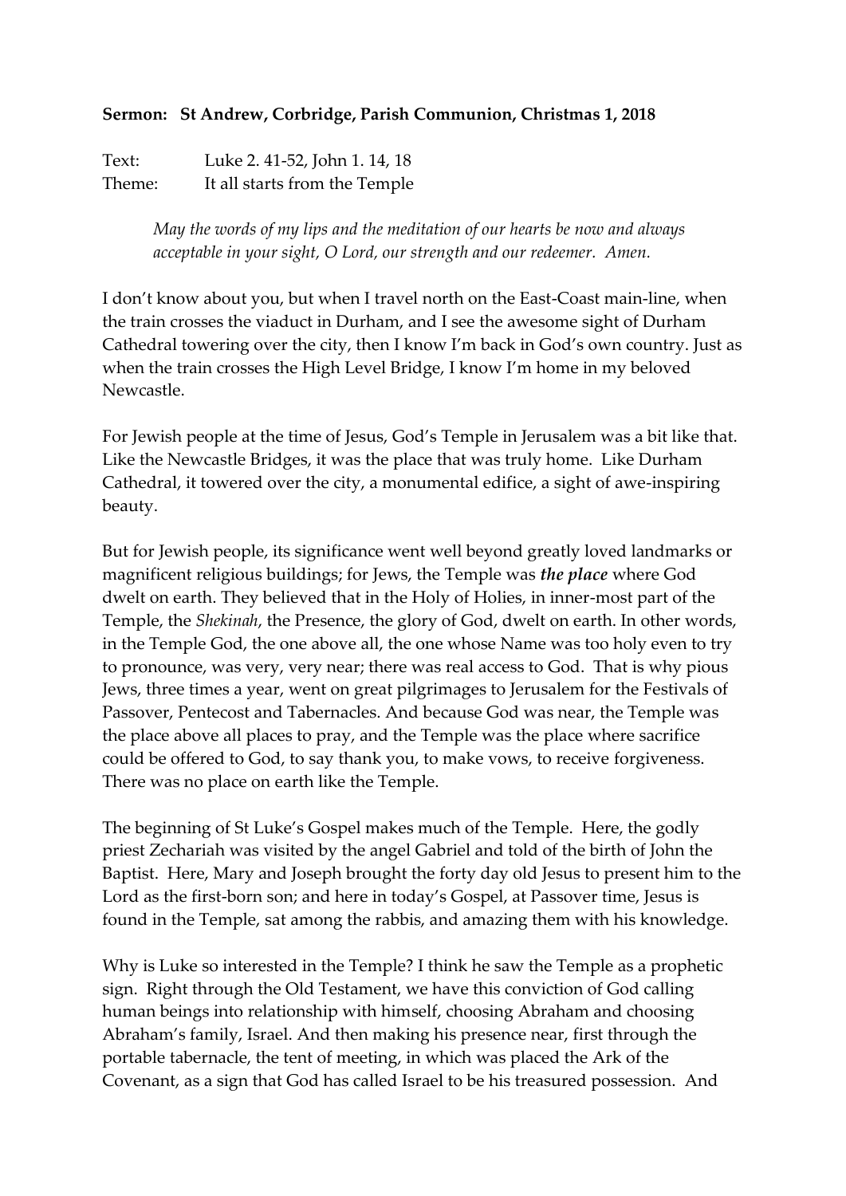**Sermon: St Andrew, Corbridge, Parish Communion, Christmas 1, 2018**

Text: Luke 2. 41-52, John 1. 14, 18
Theme: It all starts from the Temple

> *May the words of my lips and the meditation of our hearts be now and always acceptable in your sight, O Lord, our strength and our redeemer. Amen.*

I don't know about you, but when I travel north on the East-Coast main-line, when the train crosses the viaduct in Durham, and I see the awesome sight of Durham Cathedral towering over the city, then I know I'm back in God's own country. Just as when the train crosses the High Level Bridge, I know I'm home in my beloved Newcastle.

For Jewish people at the time of Jesus, God's Temple in Jerusalem was a bit like that. Like the Newcastle Bridges, it was the place that was truly home. Like Durham Cathedral, it towered over the city, a monumental edifice, a sight of awe-inspiring beauty.

But for Jewish people, its significance went well beyond greatly loved landmarks or magnificent religious buildings; for Jews, the Temple was ***the place*** where God dwelt on earth. They believed that in the Holy of Holies, in inner-most part of the Temple, the *Shekinah*, the Presence, the glory of God, dwelt on earth. In other words, in the Temple God, the one above all, the one whose Name was too holy even to try to pronounce, was very, very near; there was real access to God. That is why pious Jews, three times a year, went on great pilgrimages to Jerusalem for the Festivals of Passover, Pentecost and Tabernacles. And because God was near, the Temple was the place above all places to pray, and the Temple was the place where sacrifice could be offered to God, to say thank you, to make vows, to receive forgiveness. There was no place on earth like the Temple.

The beginning of St Luke's Gospel makes much of the Temple. Here, the godly priest Zechariah was visited by the angel Gabriel and told of the birth of John the Baptist. Here, Mary and Joseph brought the forty day old Jesus to present him to the Lord as the first-born son; and here in today's Gospel, at Passover time, Jesus is found in the Temple, sat among the rabbis, and amazing them with his knowledge.

Why is Luke so interested in the Temple? I think he saw the Temple as a prophetic sign. Right through the Old Testament, we have this conviction of God calling human beings into relationship with himself, choosing Abraham and choosing Abraham's family, Israel. And then making his presence near, first through the portable tabernacle, the tent of meeting, in which was placed the Ark of the Covenant, as a sign that God has called Israel to be his treasured possession. And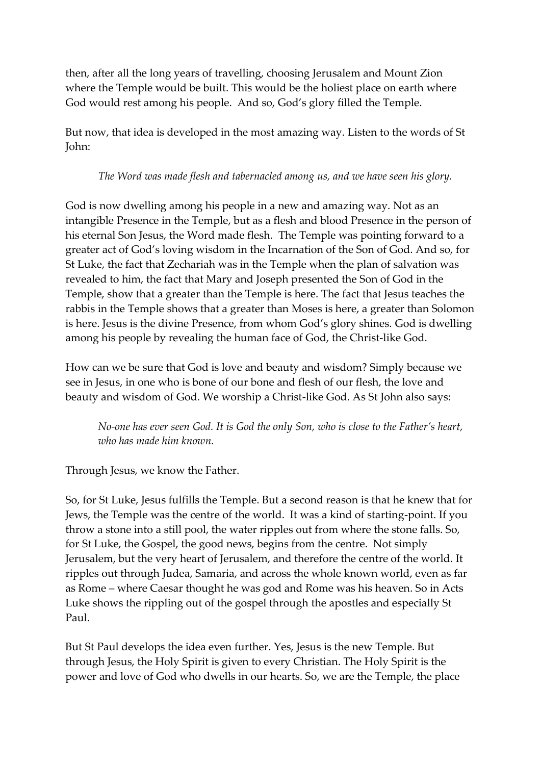then, after all the long years of travelling, choosing Jerusalem and Mount Zion where the Temple would be built. This would be the holiest place on earth where God would rest among his people.  And so, God's glory filled the Temple.

But now, that idea is developed in the most amazing way. Listen to the words of St John:

> *The Word was made flesh and tabernacled among us, and we have seen his glory.*

God is now dwelling among his people in a new and amazing way. Not as an intangible Presence in the Temple, but as a flesh and blood Presence in the person of his eternal Son Jesus, the Word made flesh.  The Temple was pointing forward to a greater act of God's loving wisdom in the Incarnation of the Son of God. And so, for St Luke, the fact that Zechariah was in the Temple when the plan of salvation was revealed to him, the fact that Mary and Joseph presented the Son of God in the Temple, show that a greater than the Temple is here. The fact that Jesus teaches the rabbis in the Temple shows that a greater than Moses is here, a greater than Solomon is here. Jesus is the divine Presence, from whom God's glory shines. God is dwelling among his people by revealing the human face of God, the Christ-like God.

How can we be sure that God is love and beauty and wisdom? Simply because we see in Jesus, in one who is bone of our bone and flesh of our flesh, the love and beauty and wisdom of God. We worship a Christ-like God. As St John also says:

> *No-one has ever seen God. It is God the only Son, who is close to the Father's heart, who has made him known.*

Through Jesus, we know the Father.

So, for St Luke, Jesus fulfills the Temple. But a second reason is that he knew that for Jews, the Temple was the centre of the world.  It was a kind of starting-point. If you throw a stone into a still pool, the water ripples out from where the stone falls. So, for St Luke, the Gospel, the good news, begins from the centre.  Not simply Jerusalem, but the very heart of Jerusalem, and therefore the centre of the world. It ripples out through Judea, Samaria, and across the whole known world, even as far as Rome – where Caesar thought he was god and Rome was his heaven. So in Acts Luke shows the rippling out of the gospel through the apostles and especially St Paul.

But St Paul develops the idea even further. Yes, Jesus is the new Temple. But through Jesus, the Holy Spirit is given to every Christian. The Holy Spirit is the power and love of God who dwells in our hearts. So, we are the Temple, the place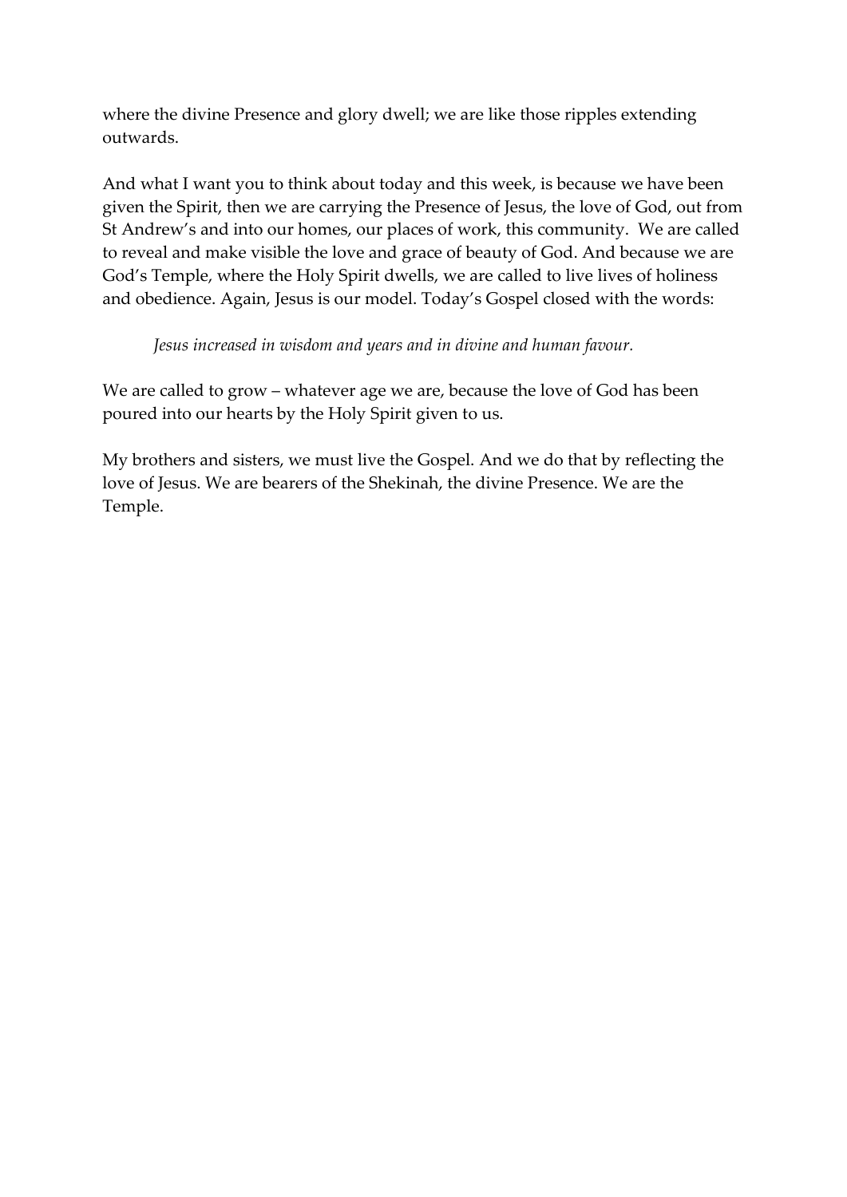where the divine Presence and glory dwell; we are like those ripples extending outwards.

And what I want you to think about today and this week, is because we have been given the Spirit, then we are carrying the Presence of Jesus, the love of God, out from St Andrew's and into our homes, our places of work, this community. We are called to reveal and make visible the love and grace of beauty of God. And because we are God's Temple, where the Holy Spirit dwells, we are called to live lives of holiness and obedience. Again, Jesus is our model. Today's Gospel closed with the words:

> *Jesus increased in wisdom and years and in divine and human favour.*

We are called to grow – whatever age we are, because the love of God has been poured into our hearts by the Holy Spirit given to us.

My brothers and sisters, we must live the Gospel. And we do that by reflecting the love of Jesus. We are bearers of the Shekinah, the divine Presence. We are the Temple.